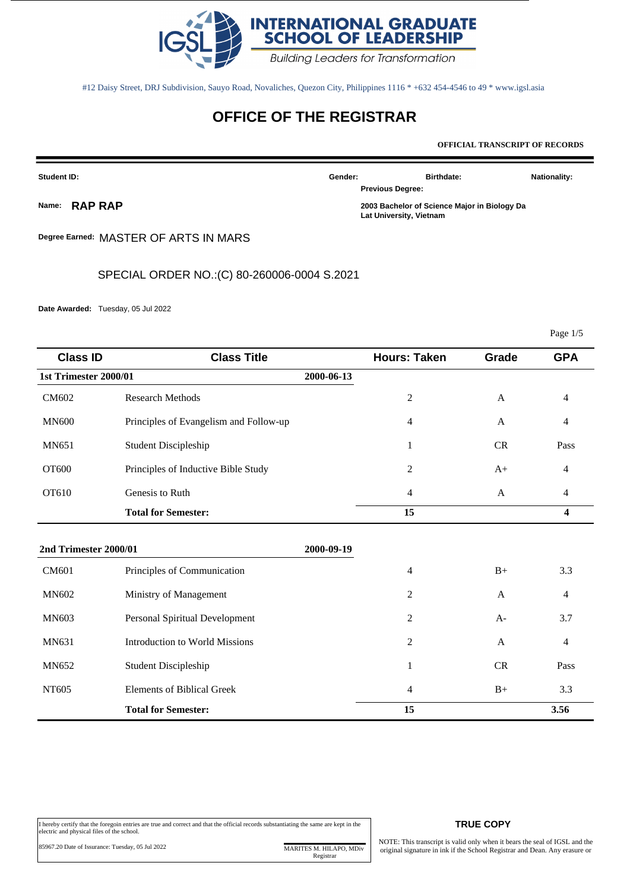# INTERNATIONAL GRADUATE SCHOOL OF LEADERSHIP

*Building Leaders for Transformation*

#12 Daisy Street, DRJ Subdivision, Sauyo Road, Novaliches, Quezon City, Philippines 1116 * +632 454-4546 to 49 * www.igsl.asia

## OFFICE OF THE REGISTRAR

**OFFICIAL TRANSCRIPT OF RECORDS**

**Student ID:**

**Gender:**

**Birthdate:**

**Nationality:**

**Name:** **RAP RAP**

**Previous Degree:**

**2003 Bachelor of Science Major in Biology Da Lat University, Vietnam**

**Degree Earned:** MASTER OF ARTS IN MARS

SPECIAL ORDER NO.:(C) 80-260006-0004 S.2021

**Date Awarded:** Tuesday, 05 Jul 2022

| Class ID | Class Title | | Hours: Taken | Grade | GPA |
|---|---|---|---|---|---|
| **1st Trimester 2000/01** | | **2000-06-13** | | | |
| CM602 | Research Methods | | 2 | A | 4 |
| MN600 | Principles of Evangelism and Follow-up | | 4 | A | 4 |
| MN651 | Student Discipleship | | 1 | CR | Pass |
| OT600 | Principles of Inductive Bible Study | | 2 | A+ | 4 |
| OT610 | Genesis to Ruth | | 4 | A | 4 |
| | **Total for Semester:** | | **15** | | **4** |
| **2nd Trimester 2000/01** | | **2000-09-19** | | | |
| CM601 | Principles of Communication | | 4 | B+ | 3.3 |
| MN602 | Ministry of Management | | 2 | A | 4 |
| MN603 | Personal Spiritual Development | | 2 | A- | 3.7 |
| MN631 | Introduction to World Missions | | 2 | A | 4 |
| MN652 | Student Discipleship | | 1 | CR | Pass |
| NT605 | Elements of Biblical Greek | | 4 | B+ | 3.3 |
| | **Total for Semester:** | | **15** | | **3.56** |

I hereby certify that the foregoin entries are true and correct and that the official records substantiating the same are kept in the electric and physical files of the school.

85967.20 Date of Issurance: Tuesday, 05 Jul 2022

MARITES M. HILAPO, MDiv
Registrar

**TRUE COPY**

NOTE: This transcript is valid only when it bears the seal of IGSL and the original signature in ink if the School Registrar and Dean. Any erasure or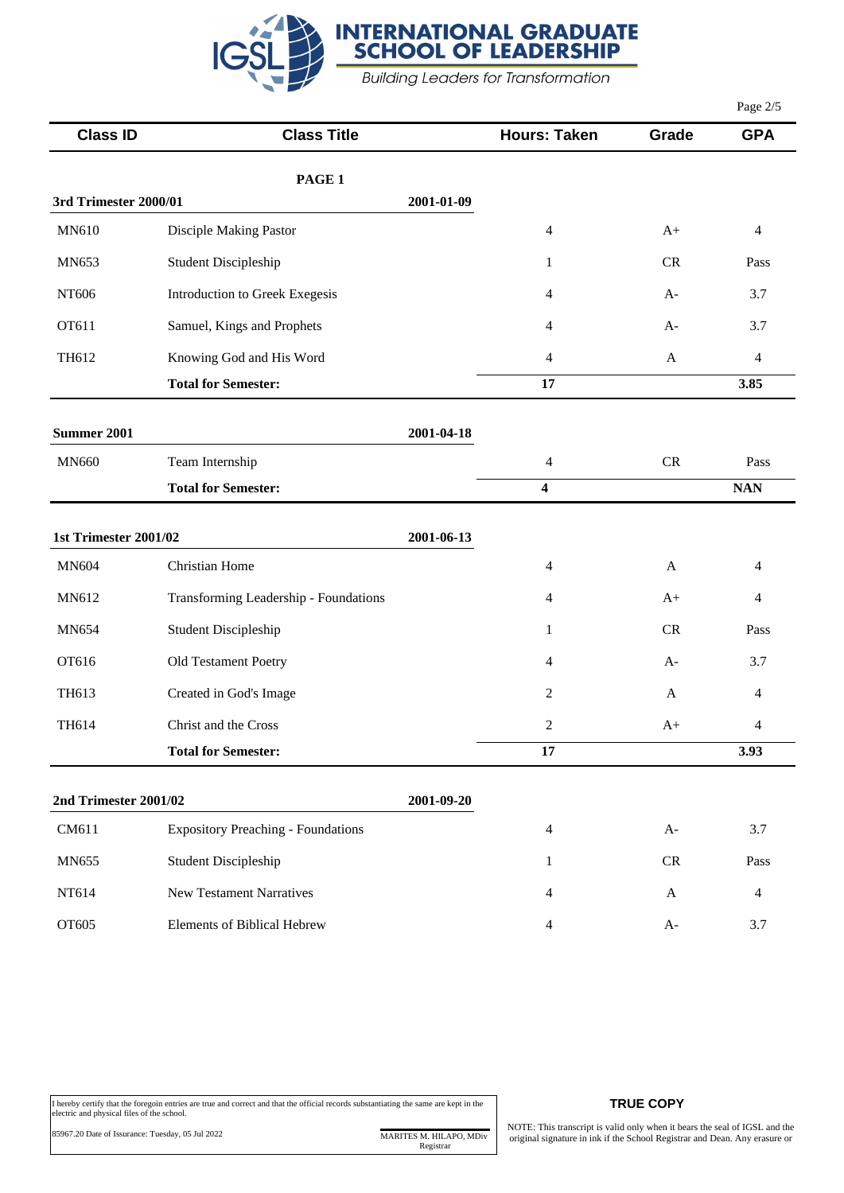# INTERNATIONAL GRADUATE SCHOOL OF LEADERSHIP

*Building Leaders for Transformation*

| Class ID | Class Title | | Hours: Taken | Grade | GPA |
|---|---|---|---|---|---|
| | **PAGE 1** | | | | |
| **3rd Trimester 2000/01** | | **2001-01-09** | | | |
| MN610 | Disciple Making Pastor | | 4 | A+ | 4 |
| MN653 | Student Discipleship | | 1 | CR | Pass |
| NT606 | Introduction to Greek Exegesis | | 4 | A- | 3.7 |
| OT611 | Samuel, Kings and Prophets | | 4 | A- | 3.7 |
| TH612 | Knowing God and His Word | | 4 | A | 4 |
| | **Total for Semester:** | | **17** | | **3.85** |
| **Summer 2001** | | **2001-04-18** | | | |
| MN660 | Team Internship | | 4 | CR | Pass |
| | **Total for Semester:** | | **4** | | **NAN** |
| **1st Trimester 2001/02** | | **2001-06-13** | | | |
| MN604 | Christian Home | | 4 | A | 4 |
| MN612 | Transforming Leadership - Foundations | | 4 | A+ | 4 |
| MN654 | Student Discipleship | | 1 | CR | Pass |
| OT616 | Old Testament Poetry | | 4 | A- | 3.7 |
| TH613 | Created in God's Image | | 2 | A | 4 |
| TH614 | Christ and the Cross | | 2 | A+ | 4 |
| | **Total for Semester:** | | **17** | | **3.93** |
| **2nd Trimester 2001/02** | | **2001-09-20** | | | |
| CM611 | Expository Preaching - Foundations | | 4 | A- | 3.7 |
| MN655 | Student Discipleship | | 1 | CR | Pass |
| NT614 | New Testament Narratives | | 4 | A | 4 |
| OT605 | Elements of Biblical Hebrew | | 4 | A- | 3.7 |

I hereby certify that the foregoin entries are true and correct and that the official records substantiating the same are kept in the electric and physical files of the school.

85967.20 Date of Issurance: Tuesday, 05 Jul 2022

MARITES M. HILAPO, MDiv
Registrar

**TRUE COPY**

NOTE: This transcript is valid only when it bears the seal of IGSL and the original signature in ink if the School Registrar and Dean. Any erasure or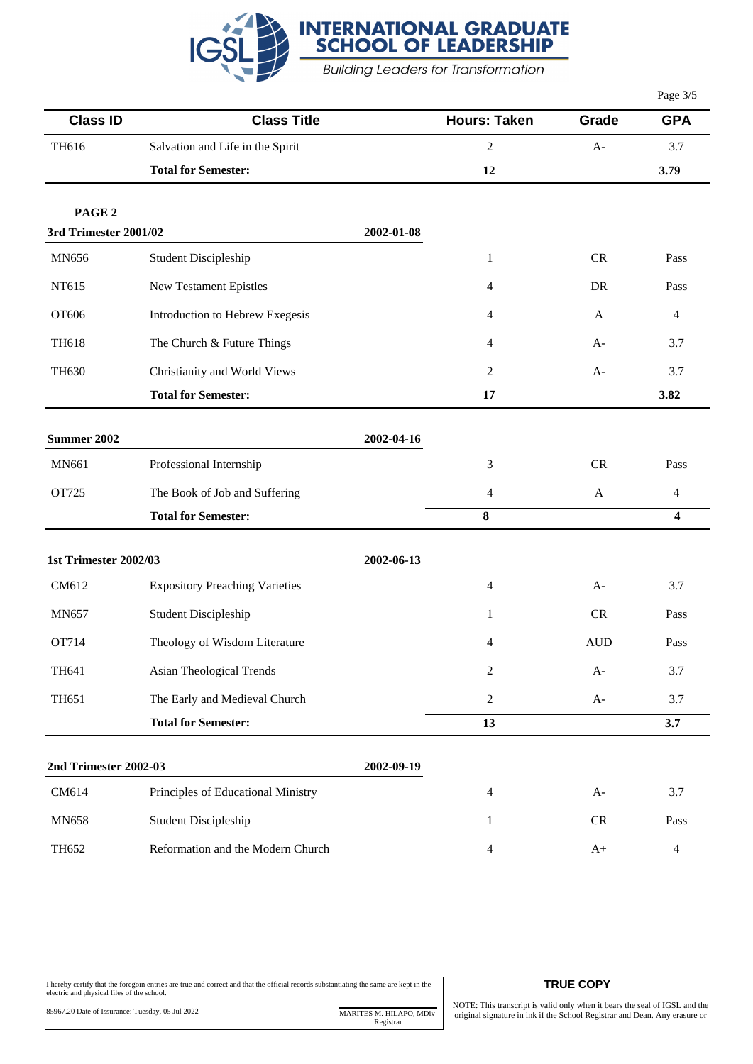| Class ID | Class Title | | Hours: Taken | Grade | GPA |
| --- | --- | --- | --- | --- | --- |
| TH616 | Salvation and Life in the Spirit | | 2 | A- | 3.7 |
| | **Total for Semester:** | | **12** | | **3.79** |
| **PAGE 2** | | | | | |
| **3rd Trimester 2001/02** | | **2002-01-08** | | | |
| MN656 | Student Discipleship | | 1 | CR | Pass |
| NT615 | New Testament Epistles | | 4 | DR | Pass |
| OT606 | Introduction to Hebrew Exegesis | | 4 | A | 4 |
| TH618 | The Church & Future Things | | 4 | A- | 3.7 |
| TH630 | Christianity and World Views | | 2 | A- | 3.7 |
| | **Total for Semester:** | | **17** | | **3.82** |
| **Summer 2002** | | **2002-04-16** | | | |
| MN661 | Professional Internship | | 3 | CR | Pass |
| OT725 | The Book of Job and Suffering | | 4 | A | 4 |
| | **Total for Semester:** | | **8** | | **4** |
| **1st Trimester 2002/03** | | **2002-06-13** | | | |
| CM612 | Expository Preaching Varieties | | 4 | A- | 3.7 |
| MN657 | Student Discipleship | | 1 | CR | Pass |
| OT714 | Theology of Wisdom Literature | | 4 | AUD | Pass |
| TH641 | Asian Theological Trends | | 2 | A- | 3.7 |
| TH651 | The Early and Medieval Church | | 2 | A- | 3.7 |
| | **Total for Semester:** | | **13** | | **3.7** |
| **2nd Trimester 2002-03** | | **2002-09-19** | | | |
| CM614 | Principles of Educational Ministry | | 4 | A- | 3.7 |
| MN658 | Student Discipleship | | 1 | CR | Pass |
| TH652 | Reformation and the Modern Church | | 4 | A+ | 4 |

I hereby certify that the foregoin entries are true and correct and that the official records substantiating the same are kept in the electric and physical files of the school.

85967.20 Date of Issurance: Tuesday, 05 Jul 2022

MARITES M. HILAPO, MDiv
Registrar

**TRUE COPY**

NOTE: This transcript is valid only when it bears the seal of IGSL and the original signature in ink if the School Registrar and Dean. Any erasure or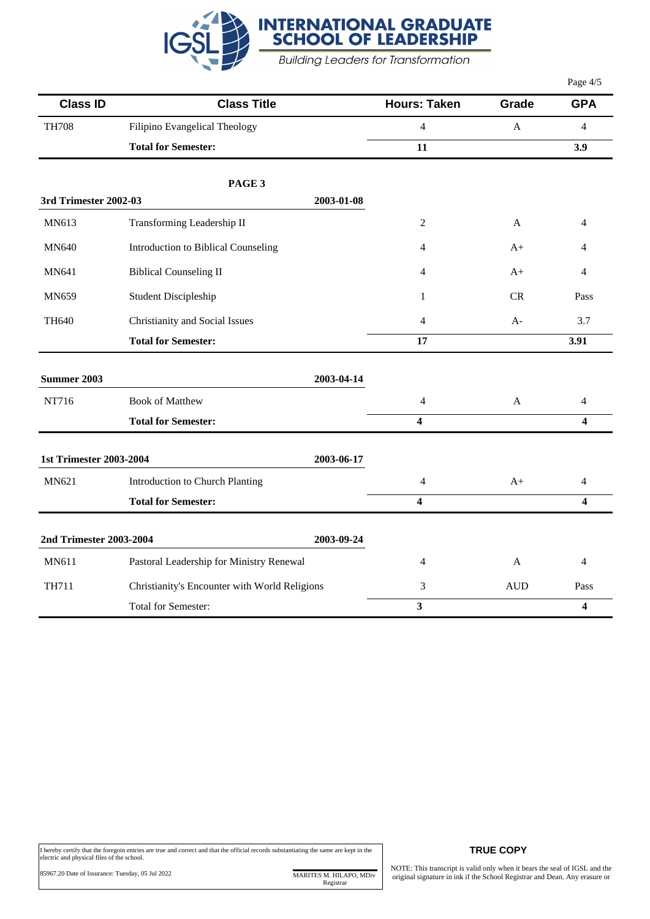# INTERNATIONAL GRADUATE SCHOOL OF LEADERSHIP

*Building Leaders for Transformation*

| Class ID | Class Title | Hours: Taken | Grade | GPA |
|---|---|---|---|---|
| TH708 | Filipino Evangelical Theology | 4 | A | 4 |
| | **Total for Semester:** | **11** | | **3.9** |
| | **PAGE 3** | | | |
| **3rd Trimester 2002-03** | **2003-01-08** | | | |
| MN613 | Transforming Leadership II | 2 | A | 4 |
| MN640 | Introduction to Biblical Counseling | 4 | A+ | 4 |
| MN641 | Biblical Counseling II | 4 | A+ | 4 |
| MN659 | Student Discipleship | 1 | CR | Pass |
| TH640 | Christianity and Social Issues | 4 | A- | 3.7 |
| | **Total for Semester:** | **17** | | **3.91** |
| **Summer 2003** | **2003-04-14** | | | |
| NT716 | Book of Matthew | 4 | A | 4 |
| | **Total for Semester:** | **4** | | **4** |
| **1st Trimester 2003-2004** | **2003-06-17** | | | |
| MN621 | Introduction to Church Planting | 4 | A+ | 4 |
| | **Total for Semester:** | **4** | | **4** |
| **2nd Trimester 2003-2004** | **2003-09-24** | | | |
| MN611 | Pastoral Leadership for Ministry Renewal | 4 | A | 4 |
| TH711 | Christianity's Encounter with World Religions | 3 | AUD | Pass |
| | Total for Semester: | **3** | | **4** |

I hereby certify that the foregoin entries are true and correct and that the official records substantiating the same are kept in the electric and physical files of the school.

85967.20 Date of Issurance: Tuesday, 05 Jul 2022

MARITES M. HILAPO, MDiv
Registrar

**TRUE COPY**

NOTE: This transcript is valid only when it bears the seal of IGSL and the original signature in ink if the School Registrar and Dean. Any erasure or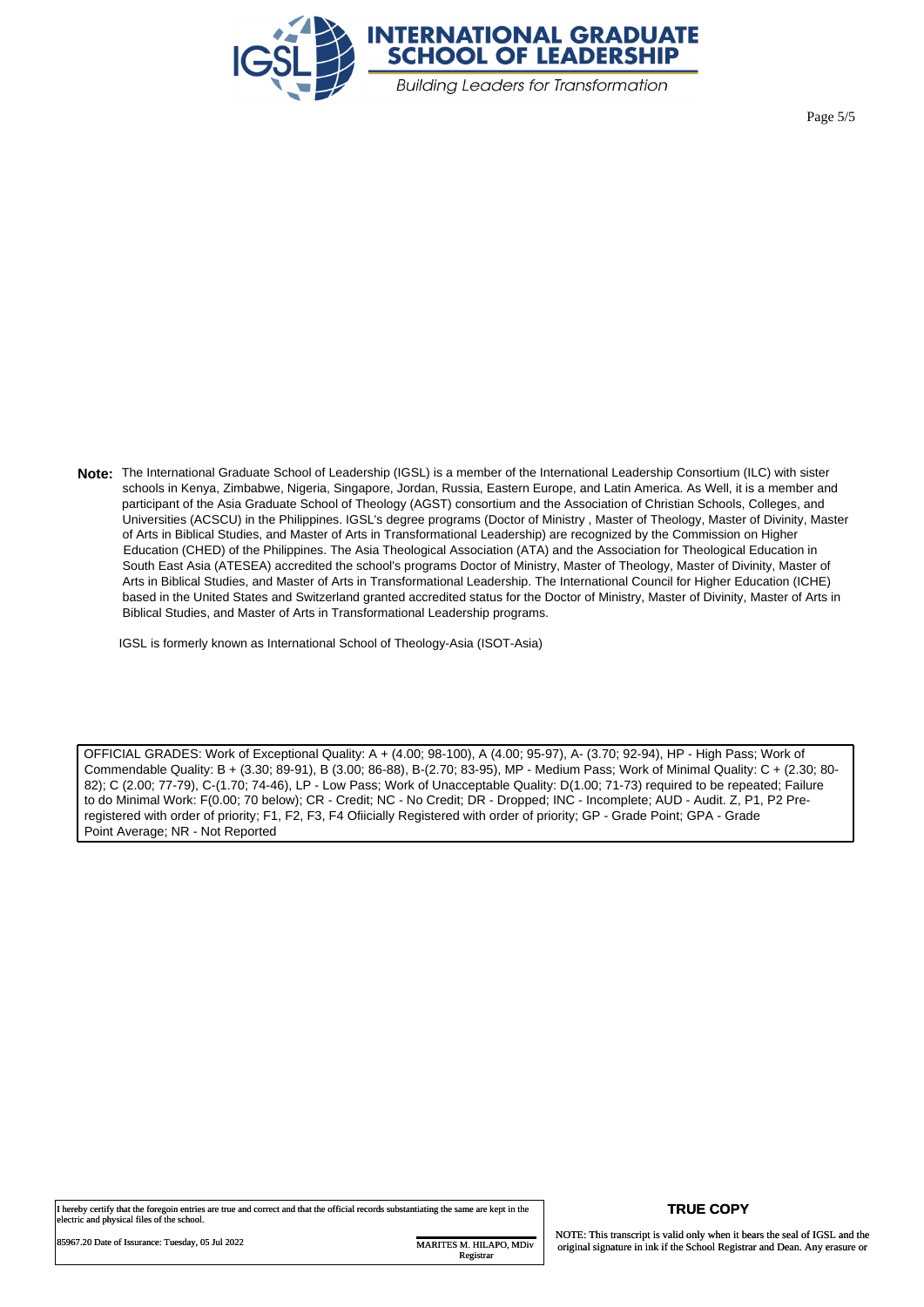# INTERNATIONAL GRADUATE SCHOOL OF LEADERSHIP

*Building Leaders for Transformation*

**Note:** The International Graduate School of Leadership (IGSL) is a member of the International Leadership Consortium (ILC) with sister schools in Kenya, Zimbabwe, Nigeria, Singapore, Jordan, Russia, Eastern Europe, and Latin America. As Well, it is a member and participant of the Asia Graduate School of Theology (AGST) consortium and the Association of Christian Schools, Colleges, and Universities (ACSCU) in the Philippines. IGSL's degree programs (Doctor of Ministry , Master of Theology, Master of Divinity, Master of Arts in Biblical Studies, and Master of Arts in Transformational Leadership) are recognized by the Commission on Higher Education (CHED) of the Philippines. The Asia Theological Association (ATA) and the Association for Theological Education in South East Asia (ATESEA) accredited the school's programs Doctor of Ministry, Master of Theology, Master of Divinity, Master of Arts in Biblical Studies, and Master of Arts in Transformational Leadership. The International Council for Higher Education (ICHE) based in the United States and Switzerland granted accredited status for the Doctor of Ministry, Master of Divinity, Master of Arts in Biblical Studies, and Master of Arts in Transformational Leadership programs.

IGSL is formerly known as International School of Theology-Asia (ISOT-Asia)

OFFICIAL GRADES: Work of Exceptional Quality: A + (4.00; 98-100), A (4.00; 95-97), A- (3.70; 92-94), HP - High Pass; Work of Commendable Quality: B + (3.30; 89-91), B (3.00; 86-88), B-(2.70; 83-95), MP - Medium Pass; Work of Minimal Quality: C + (2.30; 80-82); C (2.00; 77-79), C-(1.70; 74-46), LP - Low Pass; Work of Unacceptable Quality: D(1.00; 71-73) required to be repeated; Failure to do Minimal Work: F(0.00; 70 below); CR - Credit; NC - No Credit; DR - Dropped; INC - Incomplete; AUD - Audit. Z, P1, P2 Pre-registered with order of priority; F1, F2, F3, F4 Ofiicially Registered with order of priority; GP - Grade Point; GPA - Grade Point Average; NR - Not Reported

I hereby certify that the foregoin entries are true and correct and that the official records substantiating the same are kept in the electric and physical files of the school.

85967.20 Date of Issurance: Tuesday, 05 Jul 2022

MARITES M. HILAPO, MDiv
Registrar

**TRUE COPY**

NOTE: This transcript is valid only when it bears the seal of IGSL and the original signature in ink if the School Registrar and Dean. Any erasure or